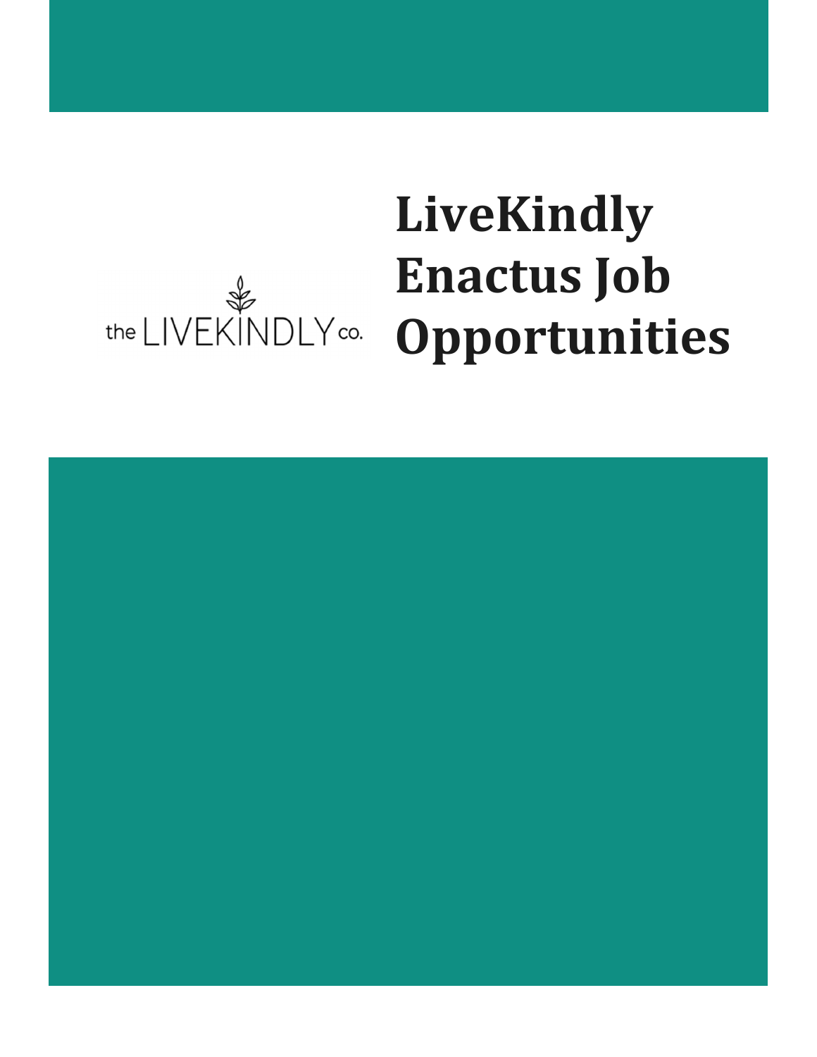the LIVEKINDLY co.

# LiveKindly Enactus Job Opportunities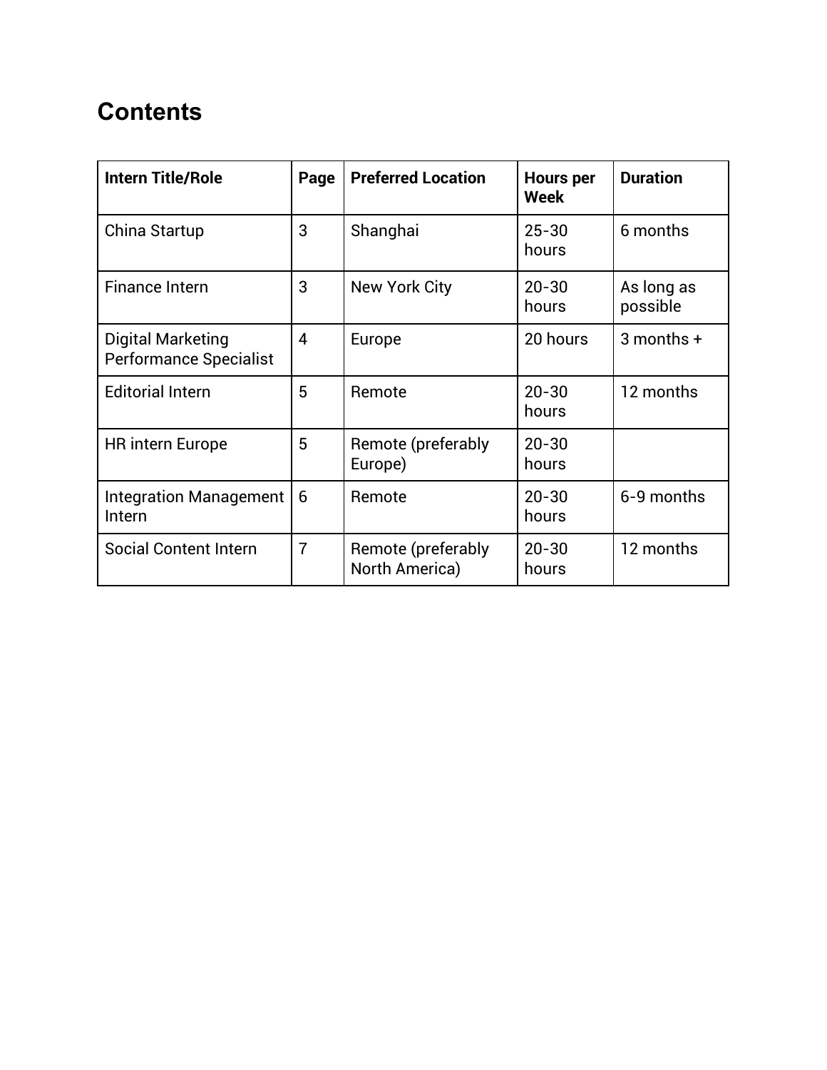# Contents

| Intern Title/Role | Page | Preferred Location | Hours per Week | Duration |
|---|---|---|---|---|
| China Startup | 3 | Shanghai | 25-30 hours | 6 months |
| Finance Intern | 3 | New York City | 20-30 hours | As long as possible |
| Digital Marketing Performance Specialist | 4 | Europe | 20 hours | 3 months + |
| Editorial Intern | 5 | Remote | 20-30 hours | 12 months |
| HR intern Europe | 5 | Remote (preferably Europe) | 20-30 hours | |
| Integration Management Intern | 6 | Remote | 20-30 hours | 6-9 months |
| Social Content Intern | 7 | Remote (preferably North America) | 20-30 hours | 12 months |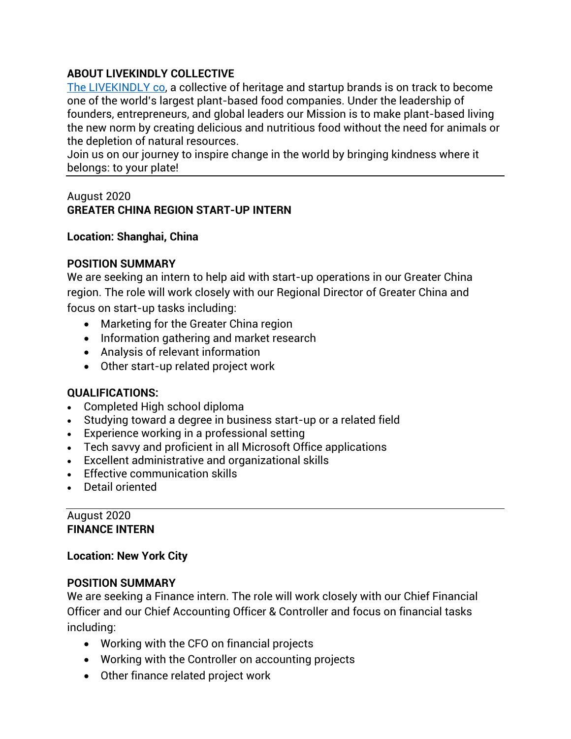## ABOUT LIVEKINDLY COLLECTIVE

[The LIVEKINDLY co](), a collective of heritage and startup brands is on track to become one of the world's largest plant-based food companies. Under the leadership of founders, entrepreneurs, and global leaders our Mission is to make plant-based living the new norm by creating delicious and nutritious food without the need for animals or the depletion of natural resources.
Join us on our journey to inspire change in the world by bringing kindness where it belongs: to your plate!

---

August 2020
**GREATER CHINA REGION START-UP INTERN**

**Location: Shanghai, China**

**POSITION SUMMARY**
We are seeking an intern to help aid with start-up operations in our Greater China region. The role will work closely with our Regional Director of Greater China and focus on start-up tasks including:

- Marketing for the Greater China region
- Information gathering and market research
- Analysis of relevant information
- Other start-up related project work

**QUALIFICATIONS:**

- Completed High school diploma
- Studying toward a degree in business start-up or a related field
- Experience working in a professional setting
- Tech savvy and proficient in all Microsoft Office applications
- Excellent administrative and organizational skills
- Effective communication skills
- Detail oriented

---

August 2020
**FINANCE INTERN**

**Location: New York City**

**POSITION SUMMARY**
We are seeking a Finance intern. The role will work closely with our Chief Financial Officer and our Chief Accounting Officer & Controller and focus on financial tasks including:

- Working with the CFO on financial projects
- Working with the Controller on accounting projects
- Other finance related project work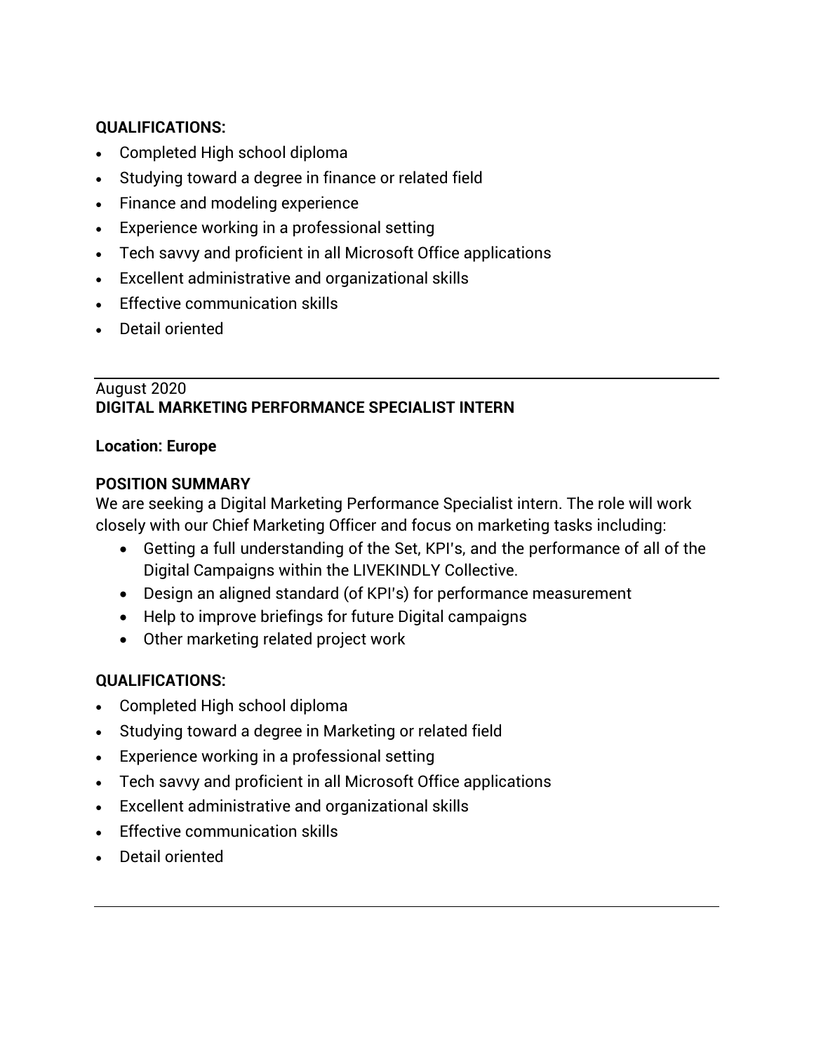**QUALIFICATIONS:**

- Completed High school diploma
- Studying toward a degree in finance or related field
- Finance and modeling experience
- Experience working in a professional setting
- Tech savvy and proficient in all Microsoft Office applications
- Excellent administrative and organizational skills
- Effective communication skills
- Detail oriented

---

August 2020

**DIGITAL MARKETING PERFORMANCE SPECIALIST INTERN**

**Location: Europe**

**POSITION SUMMARY**

We are seeking a Digital Marketing Performance Specialist intern. The role will work closely with our Chief Marketing Officer and focus on marketing tasks including:

- Getting a full understanding of the Set, KPI's, and the performance of all of the Digital Campaigns within the LIVEKINDLY Collective.
- Design an aligned standard (of KPI's) for performance measurement
- Help to improve briefings for future Digital campaigns
- Other marketing related project work

**QUALIFICATIONS:**

- Completed High school diploma
- Studying toward a degree in Marketing or related field
- Experience working in a professional setting
- Tech savvy and proficient in all Microsoft Office applications
- Excellent administrative and organizational skills
- Effective communication skills
- Detail oriented

---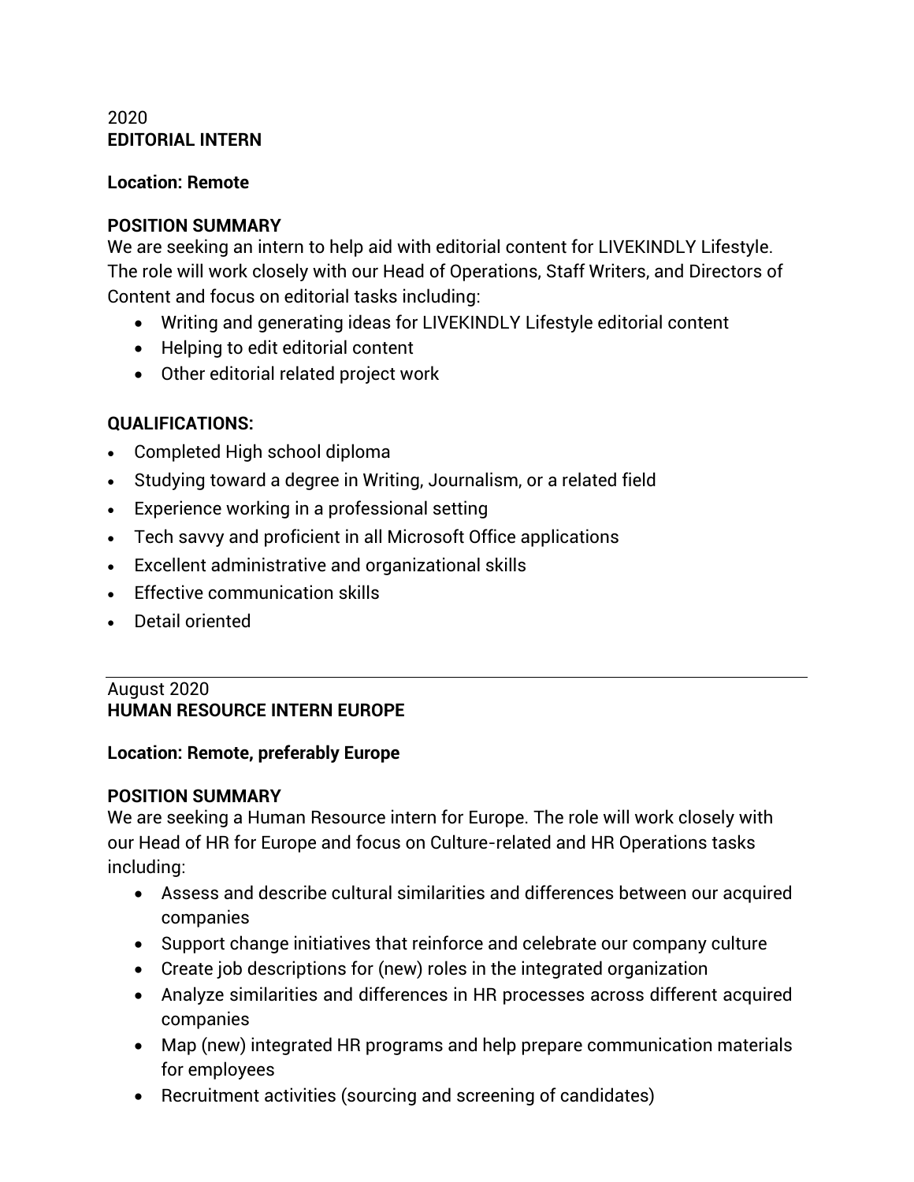2020

**EDITORIAL INTERN**

**Location: Remote**

**POSITION SUMMARY**

We are seeking an intern to help aid with editorial content for LIVEKINDLY Lifestyle. The role will work closely with our Head of Operations, Staff Writers, and Directors of Content and focus on editorial tasks including:

- Writing and generating ideas for LIVEKINDLY Lifestyle editorial content
- Helping to edit editorial content
- Other editorial related project work

**QUALIFICATIONS:**

- Completed High school diploma
- Studying toward a degree in Writing, Journalism, or a related field
- Experience working in a professional setting
- Tech savvy and proficient in all Microsoft Office applications
- Excellent administrative and organizational skills
- Effective communication skills
- Detail oriented

---

August 2020

**HUMAN RESOURCE INTERN EUROPE**

**Location: Remote, preferably Europe**

**POSITION SUMMARY**

We are seeking a Human Resource intern for Europe. The role will work closely with our Head of HR for Europe and focus on Culture-related and HR Operations tasks including:

- Assess and describe cultural similarities and differences between our acquired companies
- Support change initiatives that reinforce and celebrate our company culture
- Create job descriptions for (new) roles in the integrated organization
- Analyze similarities and differences in HR processes across different acquired companies
- Map (new) integrated HR programs and help prepare communication materials for employees
- Recruitment activities (sourcing and screening of candidates)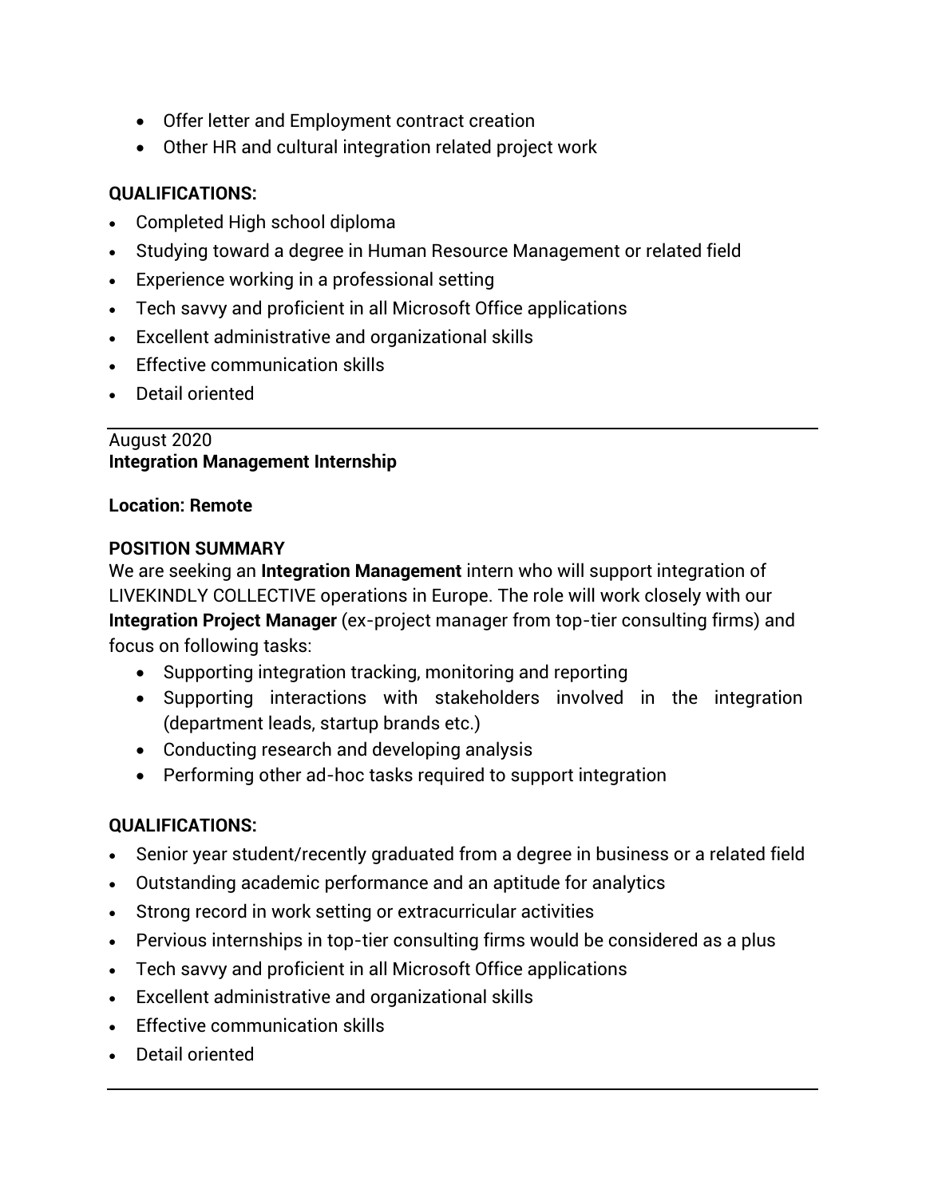- Offer letter and Employment contract creation
- Other HR and cultural integration related project work

**QUALIFICATIONS:**

- Completed High school diploma
- Studying toward a degree in Human Resource Management or related field
- Experience working in a professional setting
- Tech savvy and proficient in all Microsoft Office applications
- Excellent administrative and organizational skills
- Effective communication skills
- Detail oriented

---

August 2020
**Integration Management Internship**

**Location: Remote**

**POSITION SUMMARY**
We are seeking an **Integration Management** intern who will support integration of LIVEKINDLY COLLECTIVE operations in Europe. The role will work closely with our **Integration Project Manager** (ex-project manager from top-tier consulting firms) and focus on following tasks:

- Supporting integration tracking, monitoring and reporting
- Supporting interactions with stakeholders involved in the integration (department leads, startup brands etc.)
- Conducting research and developing analysis
- Performing other ad-hoc tasks required to support integration

**QUALIFICATIONS:**

- Senior year student/recently graduated from a degree in business or a related field
- Outstanding academic performance and an aptitude for analytics
- Strong record in work setting or extracurricular activities
- Pervious internships in top-tier consulting firms would be considered as a plus
- Tech savvy and proficient in all Microsoft Office applications
- Excellent administrative and organizational skills
- Effective communication skills
- Detail oriented

---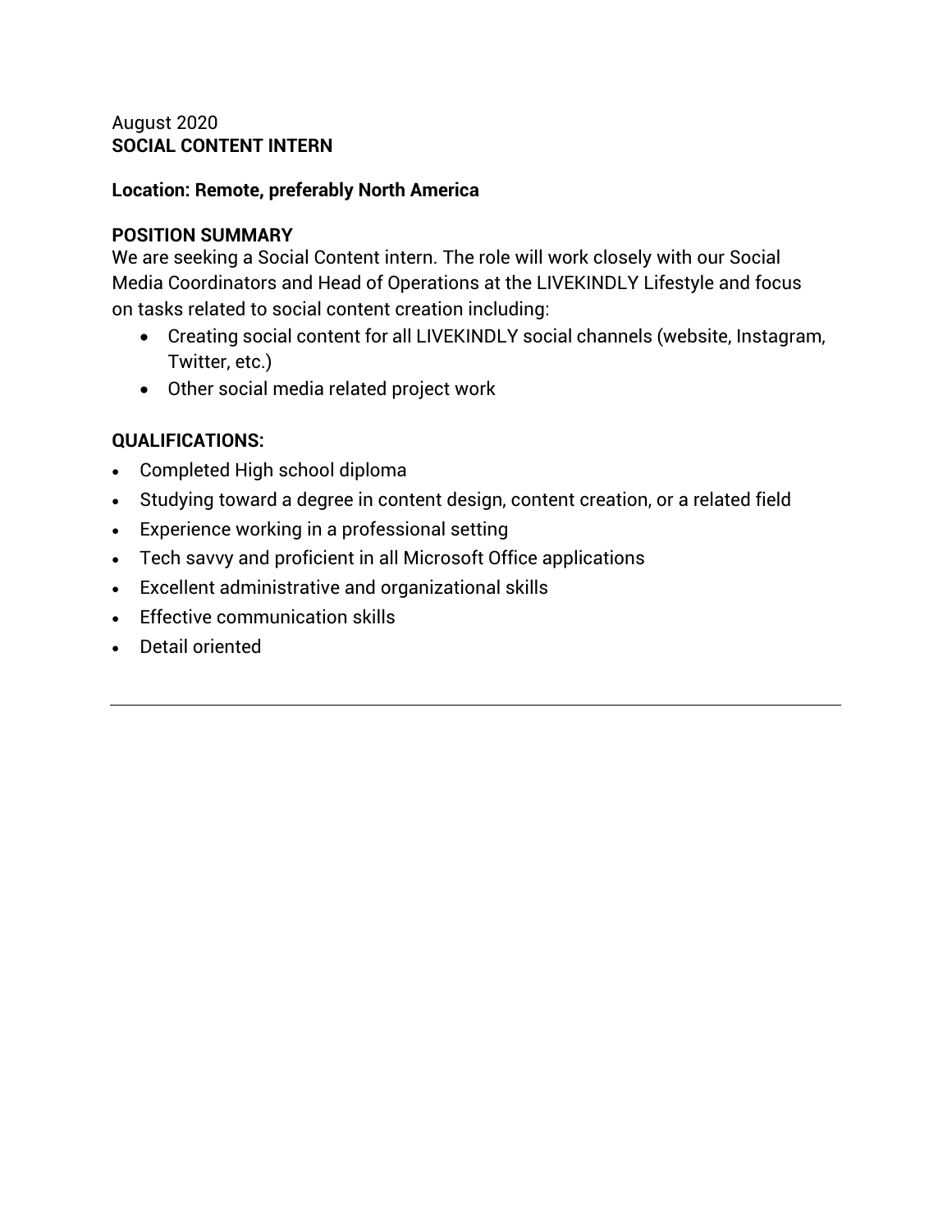August 2020

**SOCIAL CONTENT INTERN**

**Location: Remote, preferably North America**

**POSITION SUMMARY**

We are seeking a Social Content intern. The role will work closely with our Social Media Coordinators and Head of Operations at the LIVEKINDLY Lifestyle and focus on tasks related to social content creation including:

- Creating social content for all LIVEKINDLY social channels (website, Instagram, Twitter, etc.)
- Other social media related project work

**QUALIFICATIONS:**

- Completed High school diploma
- Studying toward a degree in content design, content creation, or a related field
- Experience working in a professional setting
- Tech savvy and proficient in all Microsoft Office applications
- Excellent administrative and organizational skills
- Effective communication skills
- Detail oriented

---